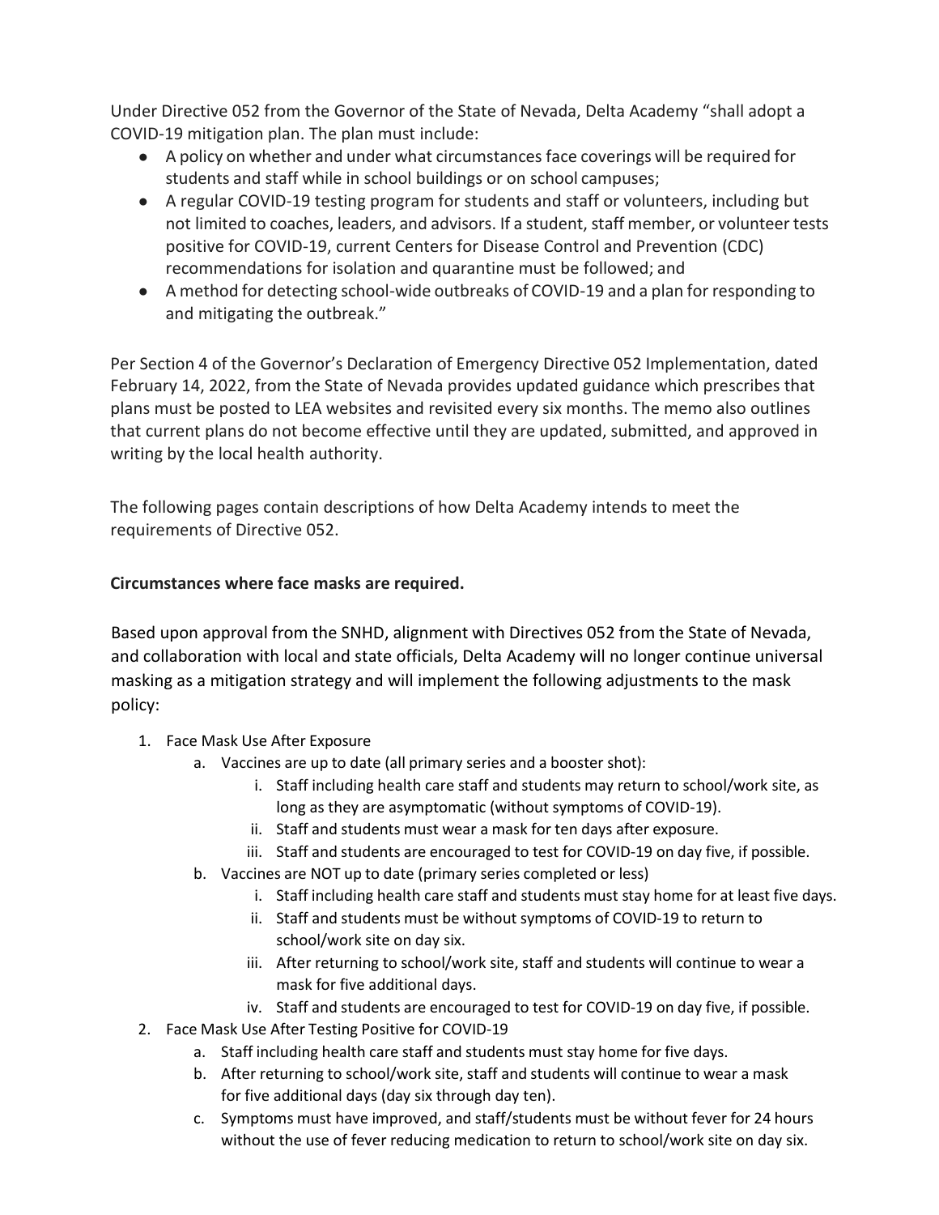Under Directive 052 from the Governor of the State of Nevada, Delta Academy "shall adopt a COVID-19 mitigation plan. The plan must include:

- A policy on whether and under what circumstances face coverings will be required for students and staff while in school buildings or on school campuses;
- A regular COVID-19 testing program for students and staff or volunteers, including but not limited to coaches, leaders, and advisors. If a student, staff member, or volunteer tests positive for COVID-19, current Centers for Disease Control and Prevention (CDC) recommendations for isolation and quarantine must be followed; and
- A method for detecting school-wide outbreaks of COVID-19 and a plan for responding to and mitigating the outbreak."

Per Section 4 of the Governor's Declaration of Emergency Directive 052 Implementation, dated February 14, 2022, from the State of Nevada provides updated guidance which prescribes that plans must be posted to LEA websites and revisited every six months. The memo also outlines that current plans do not become effective until they are updated, submitted, and approved in writing by the local health authority.

The following pages contain descriptions of how Delta Academy intends to meet the requirements of Directive 052.

**Circumstances where face masks are required.**

Based upon approval from the SNHD, alignment with Directives 052 from the State of Nevada, and collaboration with local and state officials, Delta Academy will no longer continue universal masking as a mitigation strategy and will implement the following adjustments to the mask policy:

1. Face Mask Use After Exposure
   a. Vaccines are up to date (all primary series and a booster shot):
      i. Staff including health care staff and students may return to school/work site, as long as they are asymptomatic (without symptoms of COVID-19).
      ii. Staff and students must wear a mask for ten days after exposure.
      iii. Staff and students are encouraged to test for COVID-19 on day five, if possible.
   b. Vaccines are NOT up to date (primary series completed or less)
      i. Staff including health care staff and students must stay home for at least five days.
      ii. Staff and students must be without symptoms of COVID-19 to return to school/work site on day six.
      iii. After returning to school/work site, staff and students will continue to wear a mask for five additional days.
      iv. Staff and students are encouraged to test for COVID-19 on day five, if possible.
2. Face Mask Use After Testing Positive for COVID-19
   a. Staff including health care staff and students must stay home for five days.
   b. After returning to school/work site, staff and students will continue to wear a mask for five additional days (day six through day ten).
   c. Symptoms must have improved, and staff/students must be without fever for 24 hours without the use of fever reducing medication to return to school/work site on day six.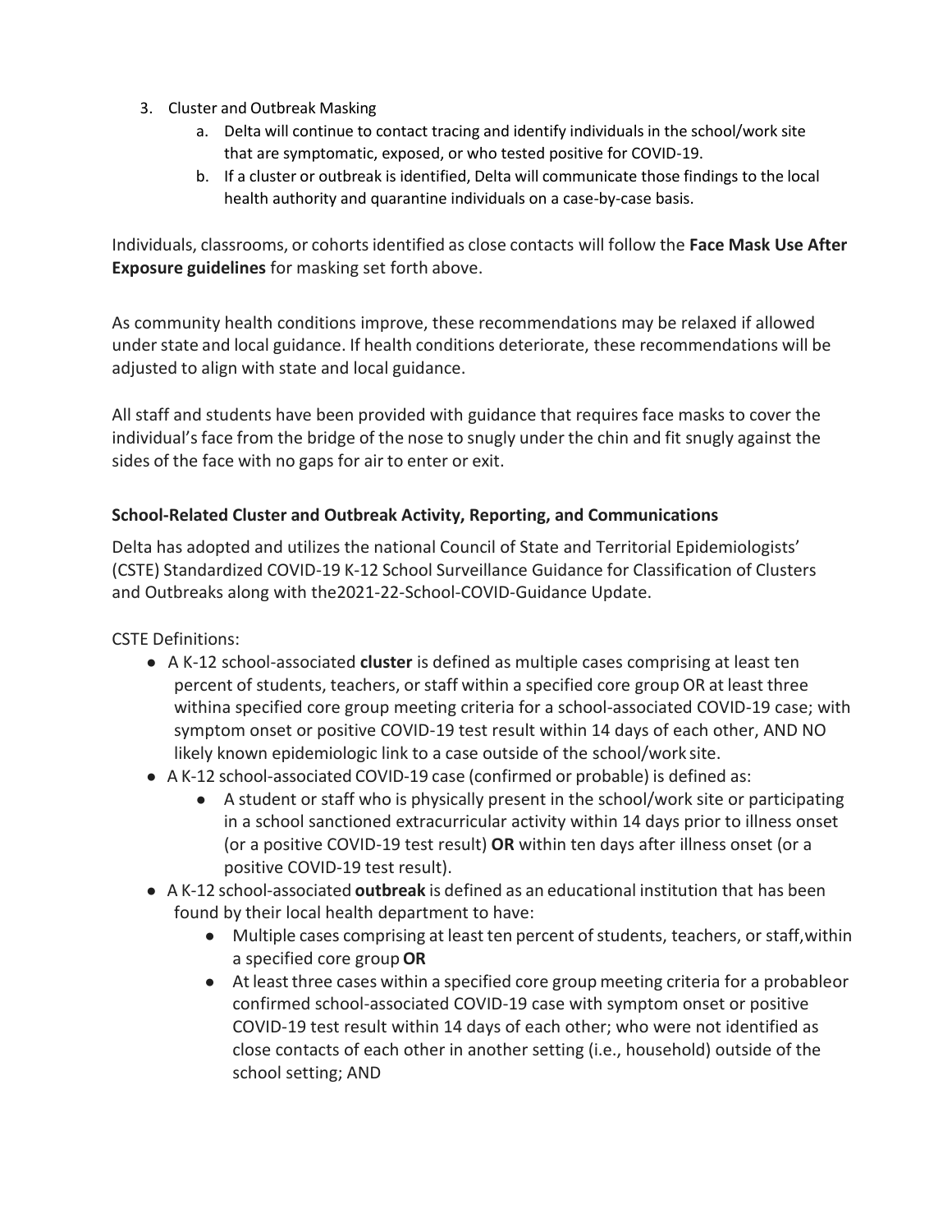3. Cluster and Outbreak Masking
    a. Delta will continue to contact tracing and identify individuals in the school/work site that are symptomatic, exposed, or who tested positive for COVID-19.
    b. If a cluster or outbreak is identified, Delta will communicate those findings to the local health authority and quarantine individuals on a case-by-case basis.

Individuals, classrooms, or cohorts identified as close contacts will follow the **Face Mask Use After Exposure guidelines** for masking set forth above.

As community health conditions improve, these recommendations may be relaxed if allowed under state and local guidance. If health conditions deteriorate, these recommendations will be adjusted to align with state and local guidance.

All staff and students have been provided with guidance that requires face masks to cover the individual's face from the bridge of the nose to snugly under the chin and fit snugly against the sides of the face with no gaps for air to enter or exit.

**School-Related Cluster and Outbreak Activity, Reporting, and Communications**

Delta has adopted and utilizes the national Council of State and Territorial Epidemiologists' (CSTE) Standardized COVID-19 K-12 School Surveillance Guidance for Classification of Clusters and Outbreaks along with the2021-22-School-COVID-Guidance Update.

CSTE Definitions:

- A K-12 school-associated **cluster** is defined as multiple cases comprising at least ten percent of students, teachers, or staff within a specified core group OR at least three withina specified core group meeting criteria for a school-associated COVID-19 case; with symptom onset or positive COVID-19 test result within 14 days of each other, AND NO likely known epidemiologic link to a case outside of the school/work site.
- A K-12 school-associated COVID-19 case (confirmed or probable) is defined as:
    - A student or staff who is physically present in the school/work site or participating in a school sanctioned extracurricular activity within 14 days prior to illness onset (or a positive COVID-19 test result) **OR** within ten days after illness onset (or a positive COVID-19 test result).
- A K-12 school-associated **outbreak** is defined as an educational institution that has been found by their local health department to have:
    - Multiple cases comprising at least ten percent of students, teachers, or staff,within a specified core group **OR**
    - At least three cases within a specified core group meeting criteria for a probableor confirmed school-associated COVID-19 case with symptom onset or positive COVID-19 test result within 14 days of each other; who were not identified as close contacts of each other in another setting (i.e., household) outside of the school setting; AND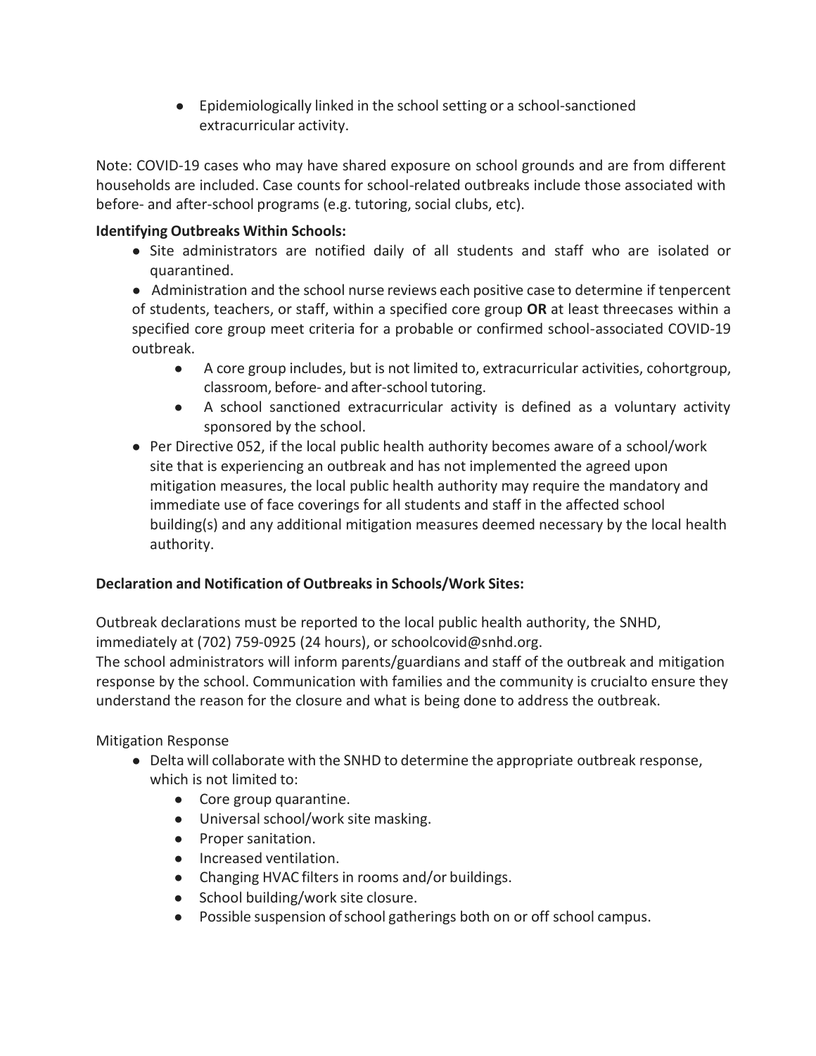- Epidemiologically linked in the school setting or a school-sanctioned extracurricular activity.

Note: COVID-19 cases who may have shared exposure on school grounds and are from different households are included. Case counts for school-related outbreaks include those associated with before- and after-school programs (e.g. tutoring, social clubs, etc).

**Identifying Outbreaks Within Schools:**

- Site administrators are notified daily of all students and staff who are isolated or quarantined.
- Administration and the school nurse reviews each positive case to determine if tenpercent of students, teachers, or staff, within a specified core group **OR** at least threecases within a specified core group meet criteria for a probable or confirmed school-associated COVID-19 outbreak.
    - A core group includes, but is not limited to, extracurricular activities, cohortgroup, classroom, before- and after-school tutoring.
    - A school sanctioned extracurricular activity is defined as a voluntary activity sponsored by the school.
- Per Directive 052, if the local public health authority becomes aware of a school/work site that is experiencing an outbreak and has not implemented the agreed upon mitigation measures, the local public health authority may require the mandatory and immediate use of face coverings for all students and staff in the affected school building(s) and any additional mitigation measures deemed necessary by the local health authority.

**Declaration and Notification of Outbreaks in Schools/Work Sites:**

Outbreak declarations must be reported to the local public health authority, the SNHD, immediately at (702) 759-0925 (24 hours), or schoolcovid@snhd.org.
The school administrators will inform parents/guardians and staff of the outbreak and mitigation response by the school. Communication with families and the community is crucialto ensure they understand the reason for the closure and what is being done to address the outbreak.

Mitigation Response

- Delta will collaborate with the SNHD to determine the appropriate outbreak response, which is not limited to:
    - Core group quarantine.
    - Universal school/work site masking.
    - Proper sanitation.
    - Increased ventilation.
    - Changing HVAC filters in rooms and/or buildings.
    - School building/work site closure.
    - Possible suspension of school gatherings both on or off school campus.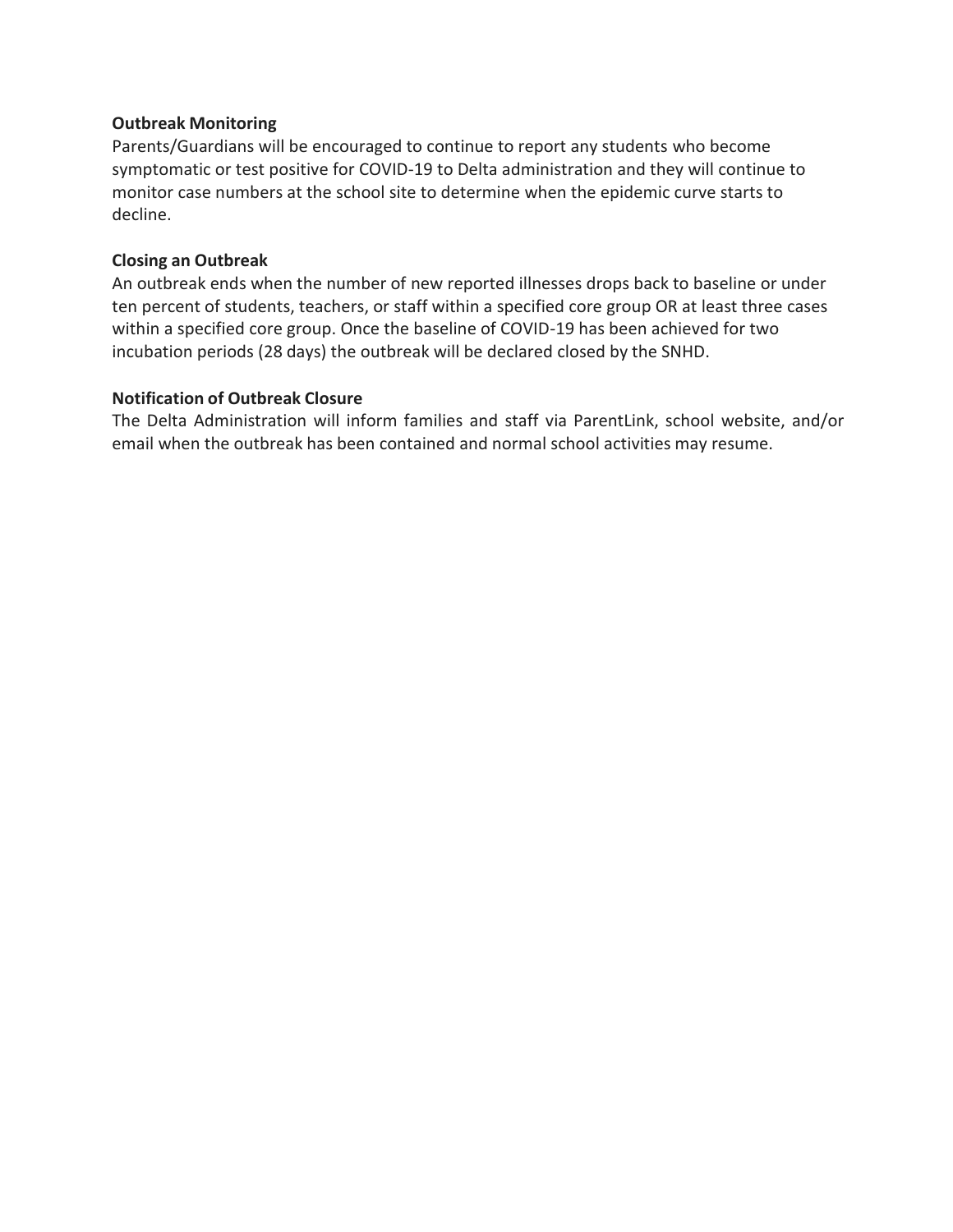**Outbreak Monitoring**

Parents/Guardians will be encouraged to continue to report any students who become symptomatic or test positive for COVID-19 to Delta administration and they will continue to monitor case numbers at the school site to determine when the epidemic curve starts to decline.

**Closing an Outbreak**

An outbreak ends when the number of new reported illnesses drops back to baseline or under ten percent of students, teachers, or staff within a specified core group OR at least three cases within a specified core group. Once the baseline of COVID-19 has been achieved for two incubation periods (28 days) the outbreak will be declared closed by the SNHD.

**Notification of Outbreak Closure**

The Delta Administration will inform families and staff via ParentLink, school website, and/or email when the outbreak has been contained and normal school activities may resume.